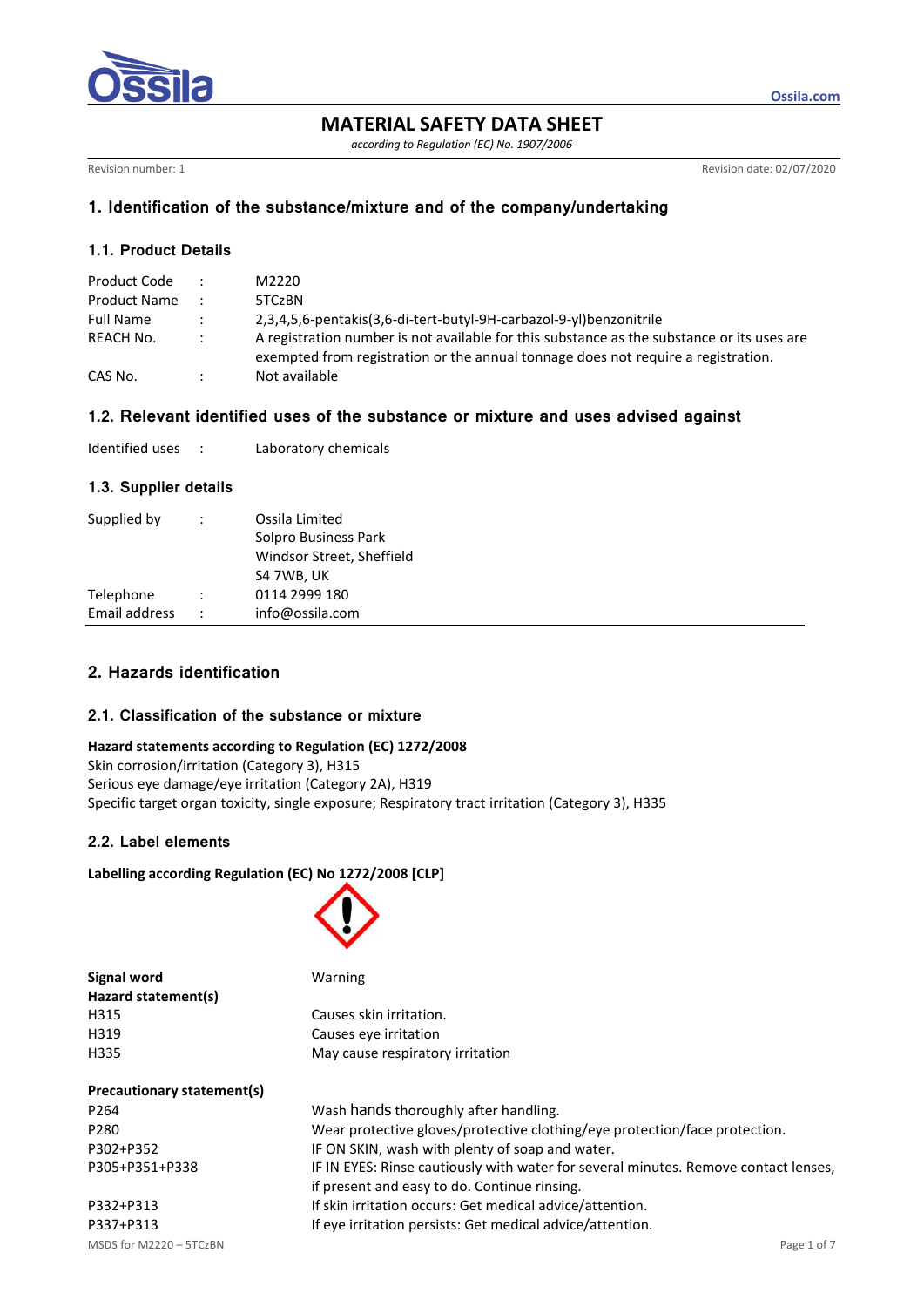# MATERIAL SAFETY DATA SHEET

*according to Regulation (EC) No. 1907/2006*

Revision number: 1

Revision date: 02/07/2020

## 1. Identification of the substance/mixture and of the company/undertaking

### 1.1. Product Details

| | | |
|---|---|---|
| Product Code | : | M2220 |
| Product Name | : | 5TCzBN |
| Full Name | : | 2,3,4,5,6-pentakis(3,6-di-tert-butyl-9H-carbazol-9-yl)benzonitrile |
| REACH No. | : | A registration number is not available for this substance as the substance or its uses are exempted from registration or the annual tonnage does not require a registration. |
| CAS No. | : | Not available |

### 1.2. Relevant identified uses of the substance or mixture and uses advised against

| | | |
|---|---|---|
| Identified uses | : | Laboratory chemicals |

### 1.3. Supplier details

| | | |
|---|---|---|
| Supplied by | : | Ossila Limited<br>Solpro Business Park<br>Windsor Street, Sheffield<br>S4 7WB, UK |
| Telephone | : | 0114 2999 180 |
| Email address | : | info@ossila.com |

## 2. Hazards identification

### 2.1. Classification of the substance or mixture

**Hazard statements according to Regulation (EC) 1272/2008**

Skin corrosion/irritation (Category 3), H315

Serious eye damage/eye irritation (Category 2A), H319

Specific target organ toxicity, single exposure; Respiratory tract irritation (Category 3), H335

### 2.2. Label elements

**Labelling according Regulation (EC) No 1272/2008 [CLP]**

| | |
|---|---|
| **Signal word** | Warning |
| **Hazard statement(s)** | |
| H315 | Causes skin irritation. |
| H319 | Causes eye irritation |
| H335 | May cause respiratory irritation |
| **Precautionary statement(s)** | |
| P264 | Wash hands thoroughly after handling. |
| P280 | Wear protective gloves/protective clothing/eye protection/face protection. |
| P302+P352 | IF ON SKIN, wash with plenty of soap and water. |
| P305+P351+P338 | IF IN EYES: Rinse cautiously with water for several minutes. Remove contact lenses, if present and easy to do. Continue rinsing. |
| P332+P313 | If skin irritation occurs: Get medical advice/attention. |
| P337+P313 | If eye irritation persists: Get medical advice/attention. |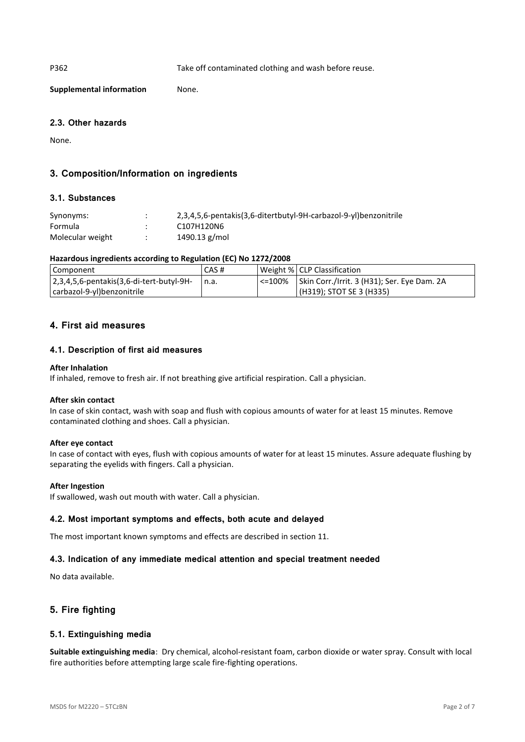P362 Take off contaminated clothing and wash before reuse.

**Supplemental information** None.

### 2.3. Other hazards

None.

## 3. Composition/Information on ingredients

### 3.1. Substances

| | | |
|---|---|---|
| Synonyms: | : | 2,3,4,5,6-pentakis(3,6-ditertbutyl-9H-carbazol-9-yl)benzonitrile |
| Formula | : | C107H120N6 |
| Molecular weight | : | 1490.13 g/mol |

**Hazardous ingredients according to Regulation (EC) No 1272/2008**

| Component | CAS # | Weight % | CLP Classification |
|---|---|---|---|
| 2,3,4,5,6-pentakis(3,6-di-tert-butyl-9H-carbazol-9-yl)benzonitrile | n.a. | <=100% | Skin Corr./Irrit. 3 (H31); Ser. Eye Dam. 2A (H319); STOT SE 3 (H335) |

## 4. First aid measures

### 4.1. Description of first aid measures

**After Inhalation**
If inhaled, remove to fresh air. If not breathing give artificial respiration. Call a physician.

**After skin contact**
In case of skin contact, wash with soap and flush with copious amounts of water for at least 15 minutes. Remove contaminated clothing and shoes. Call a physician.

**After eye contact**
In case of contact with eyes, flush with copious amounts of water for at least 15 minutes. Assure adequate flushing by separating the eyelids with fingers. Call a physician.

**After Ingestion**
If swallowed, wash out mouth with water. Call a physician.

### 4.2. Most important symptoms and effects, both acute and delayed

The most important known symptoms and effects are described in section 11.

### 4.3. Indication of any immediate medical attention and special treatment needed

No data available.

## 5. Fire fighting

### 5.1. Extinguishing media

**Suitable extinguishing media**: Dry chemical, alcohol-resistant foam, carbon dioxide or water spray. Consult with local fire authorities before attempting large scale fire-fighting operations.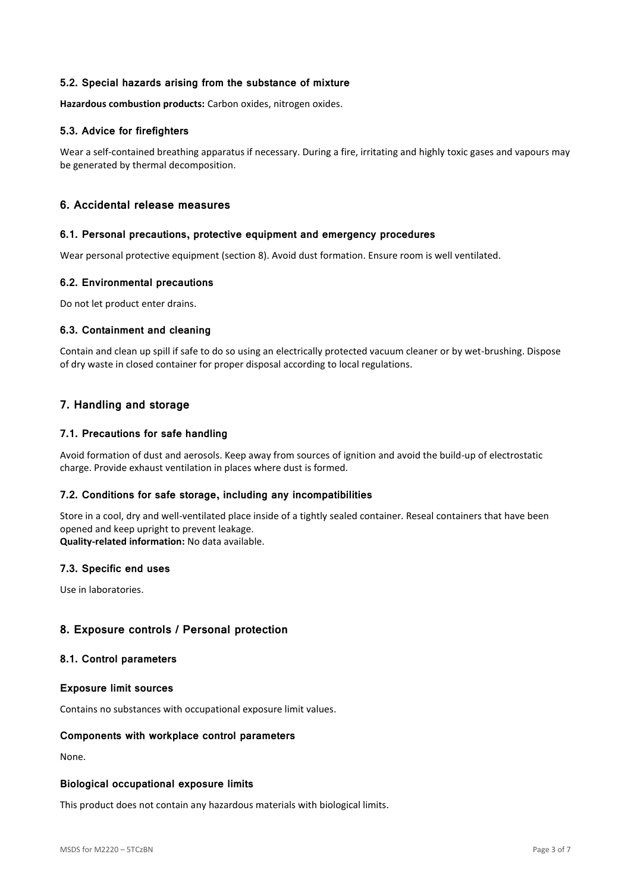### 5.2. Special hazards arising from the substance of mixture

**Hazardous combustion products:** Carbon oxides, nitrogen oxides.

### 5.3. Advice for firefighters

Wear a self-contained breathing apparatus if necessary. During a fire, irritating and highly toxic gases and vapours may be generated by thermal decomposition.

## 6. Accidental release measures

### 6.1. Personal precautions, protective equipment and emergency procedures

Wear personal protective equipment (section 8). Avoid dust formation. Ensure room is well ventilated.

### 6.2. Environmental precautions

Do not let product enter drains.

### 6.3. Containment and cleaning

Contain and clean up spill if safe to do so using an electrically protected vacuum cleaner or by wet-brushing. Dispose of dry waste in closed container for proper disposal according to local regulations.

## 7. Handling and storage

### 7.1. Precautions for safe handling

Avoid formation of dust and aerosols. Keep away from sources of ignition and avoid the build-up of electrostatic charge. Provide exhaust ventilation in places where dust is formed.

### 7.2. Conditions for safe storage, including any incompatibilities

Store in a cool, dry and well-ventilated place inside of a tightly sealed container. Reseal containers that have been opened and keep upright to prevent leakage.
**Quality-related information:** No data available.

### 7.3. Specific end uses

Use in laboratories.

## 8. Exposure controls / Personal protection

### 8.1. Control parameters

#### Exposure limit sources

Contains no substances with occupational exposure limit values.

#### Components with workplace control parameters

None.

#### Biological occupational exposure limits

This product does not contain any hazardous materials with biological limits.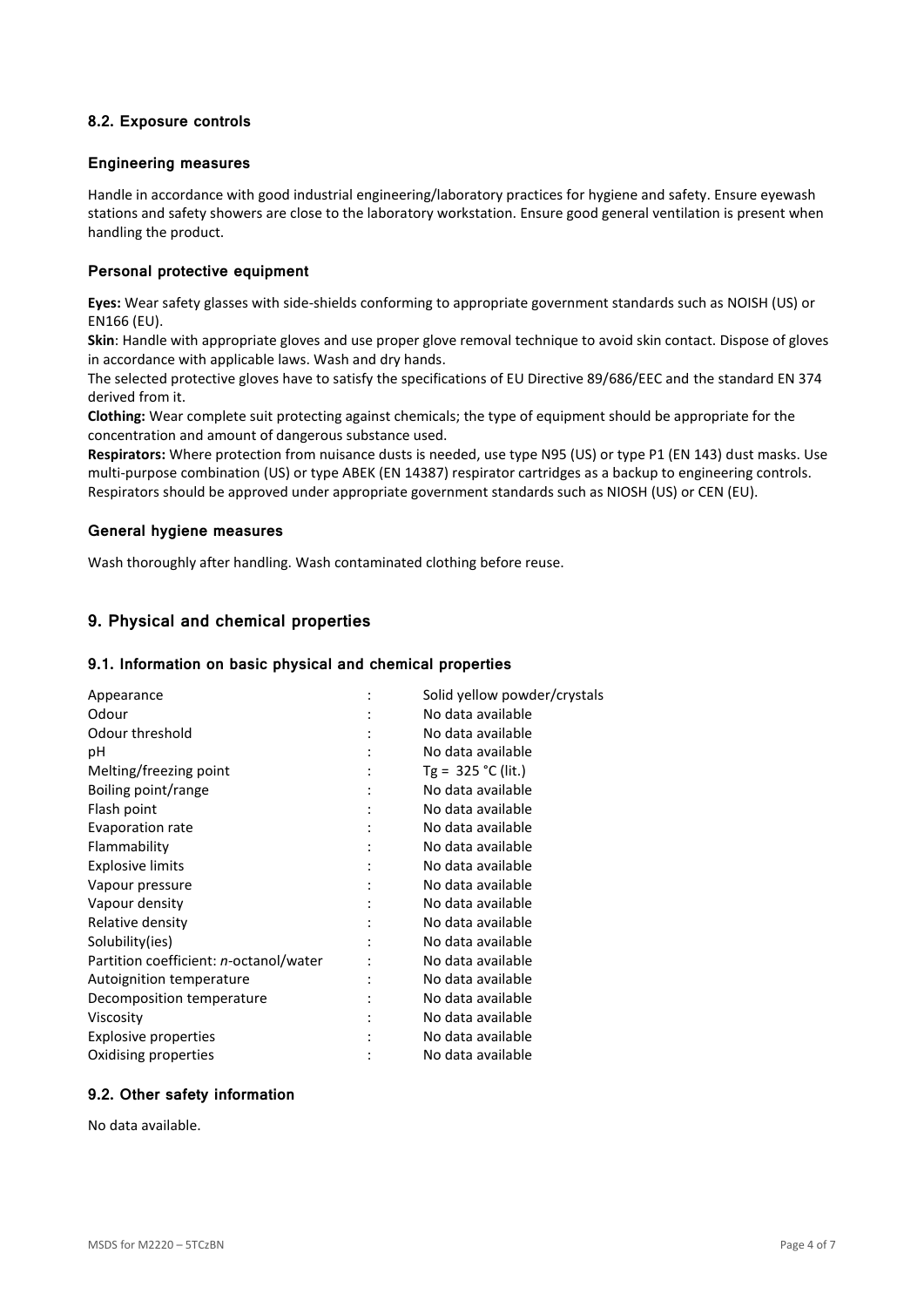### 8.2. Exposure controls

#### Engineering measures

Handle in accordance with good industrial engineering/laboratory practices for hygiene and safety. Ensure eyewash stations and safety showers are close to the laboratory workstation. Ensure good general ventilation is present when handling the product.

#### Personal protective equipment

**Eyes:** Wear safety glasses with side-shields conforming to appropriate government standards such as NOISH (US) or EN166 (EU).

**Skin**: Handle with appropriate gloves and use proper glove removal technique to avoid skin contact. Dispose of gloves in accordance with applicable laws. Wash and dry hands.

The selected protective gloves have to satisfy the specifications of EU Directive 89/686/EEC and the standard EN 374 derived from it.

**Clothing:** Wear complete suit protecting against chemicals; the type of equipment should be appropriate for the concentration and amount of dangerous substance used.

**Respirators:** Where protection from nuisance dusts is needed, use type N95 (US) or type P1 (EN 143) dust masks. Use multi-purpose combination (US) or type ABEK (EN 14387) respirator cartridges as a backup to engineering controls. Respirators should be approved under appropriate government standards such as NIOSH (US) or CEN (EU).

#### General hygiene measures

Wash thoroughly after handling. Wash contaminated clothing before reuse.

## 9. Physical and chemical properties

### 9.1. Information on basic physical and chemical properties

| Property | | Value |
|---|---|---|
| Appearance | : | Solid yellow powder/crystals |
| Odour | : | No data available |
| Odour threshold | : | No data available |
| pH | : | No data available |
| Melting/freezing point | : | Tg = 325 °C (lit.) |
| Boiling point/range | : | No data available |
| Flash point | : | No data available |
| Evaporation rate | : | No data available |
| Flammability | : | No data available |
| Explosive limits | : | No data available |
| Vapour pressure | : | No data available |
| Vapour density | : | No data available |
| Relative density | : | No data available |
| Solubility(ies) | : | No data available |
| Partition coefficient: *n*-octanol/water | : | No data available |
| Autoignition temperature | : | No data available |
| Decomposition temperature | : | No data available |
| Viscosity | : | No data available |
| Explosive properties | : | No data available |
| Oxidising properties | : | No data available |

### 9.2. Other safety information

No data available.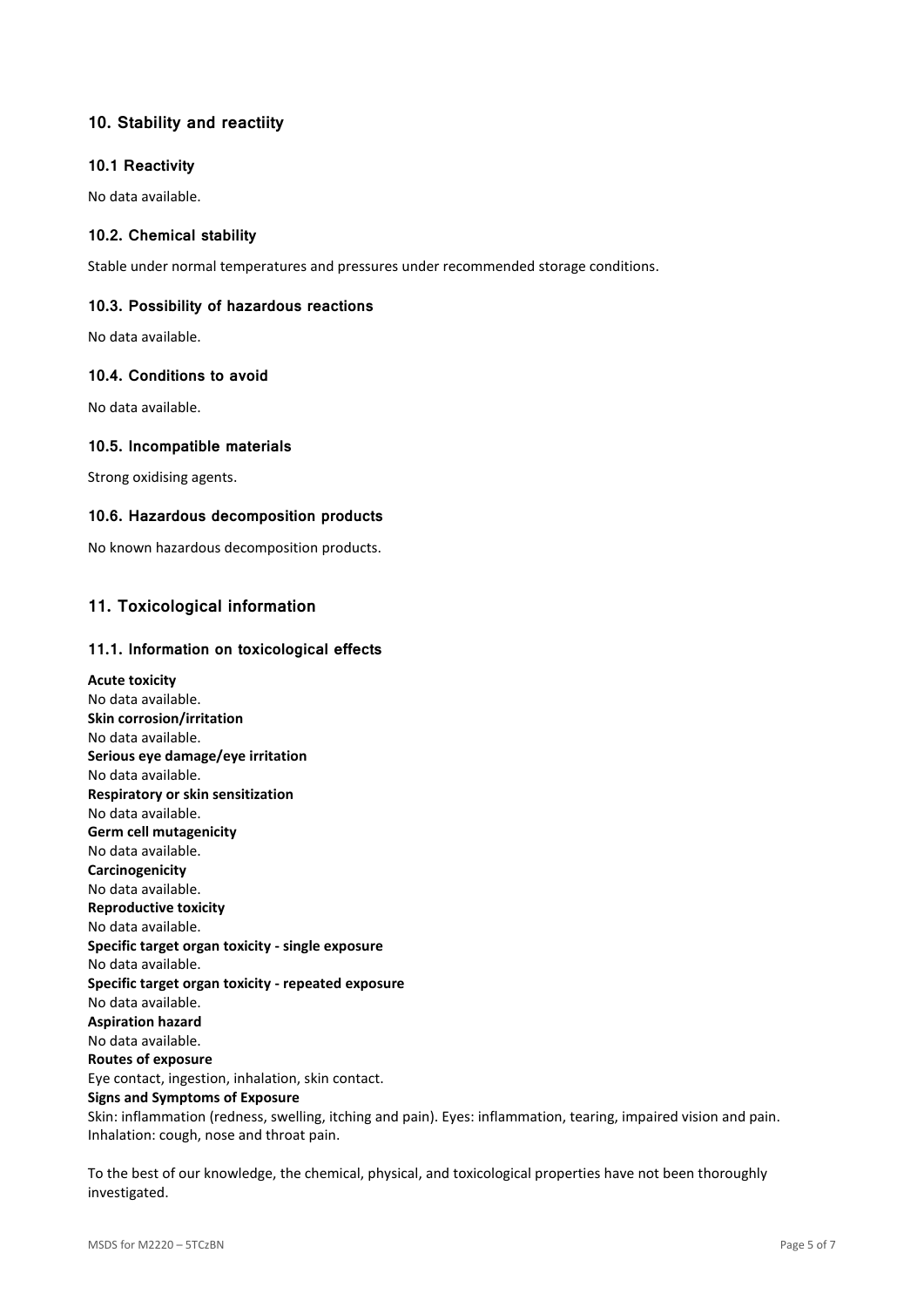## 10. Stability and reactiity

### 10.1 Reactivity

No data available.

### 10.2. Chemical stability

Stable under normal temperatures and pressures under recommended storage conditions.

### 10.3. Possibility of hazardous reactions

No data available.

### 10.4. Conditions to avoid

No data available.

### 10.5. Incompatible materials

Strong oxidising agents.

### 10.6. Hazardous decomposition products

No known hazardous decomposition products.

## 11. Toxicological information

### 11.1. Information on toxicological effects

**Acute toxicity**
No data available.
**Skin corrosion/irritation**
No data available.
**Serious eye damage/eye irritation**
No data available.
**Respiratory or skin sensitization**
No data available.
**Germ cell mutagenicity**
No data available.
**Carcinogenicity**
No data available.
**Reproductive toxicity**
No data available.
**Specific target organ toxicity - single exposure**
No data available.
**Specific target organ toxicity - repeated exposure**
No data available.
**Aspiration hazard**
No data available.
**Routes of exposure**
Eye contact, ingestion, inhalation, skin contact.
**Signs and Symptoms of Exposure**
Skin: inflammation (redness, swelling, itching and pain). Eyes: inflammation, tearing, impaired vision and pain. Inhalation: cough, nose and throat pain.

To the best of our knowledge, the chemical, physical, and toxicological properties have not been thoroughly investigated.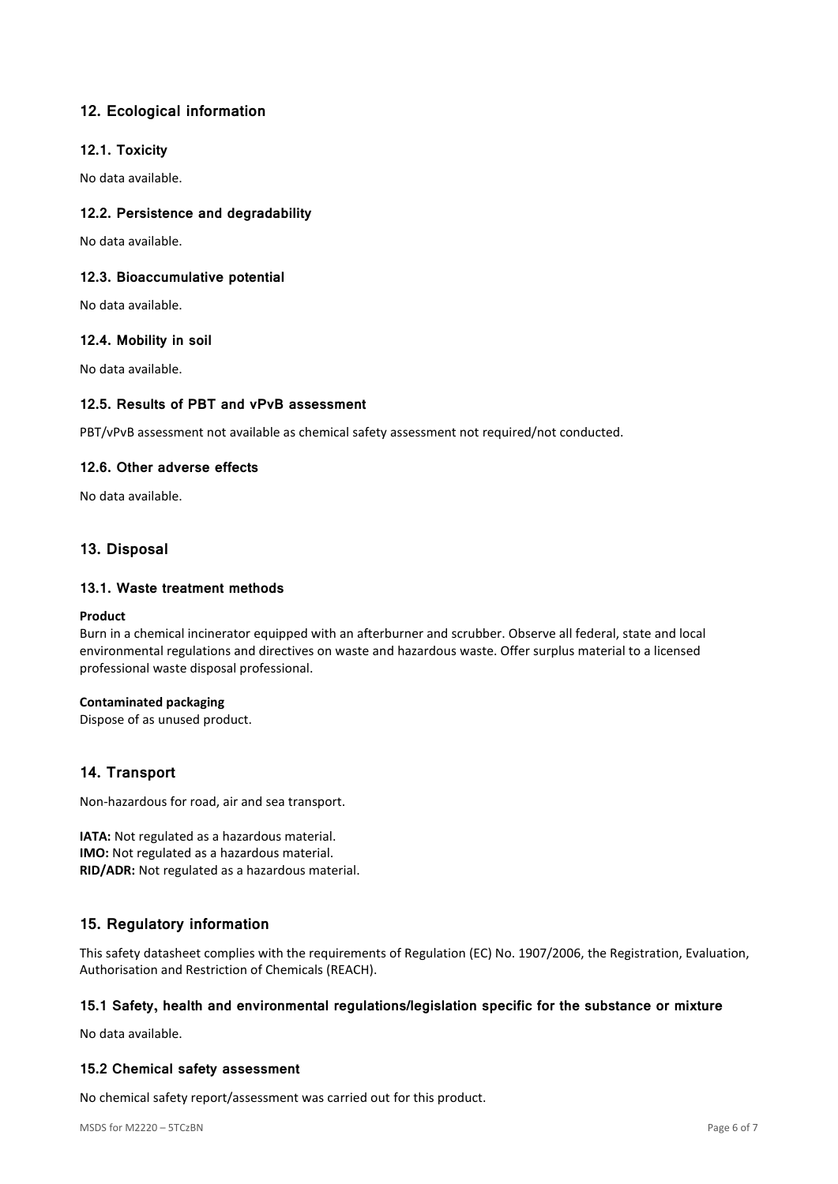## 12. Ecological information

### 12.1. Toxicity

No data available.

### 12.2. Persistence and degradability

No data available.

### 12.3. Bioaccumulative potential

No data available.

### 12.4. Mobility in soil

No data available.

### 12.5. Results of PBT and vPvB assessment

PBT/vPvB assessment not available as chemical safety assessment not required/not conducted.

### 12.6. Other adverse effects

No data available.

## 13. Disposal

### 13.1. Waste treatment methods

**Product**
Burn in a chemical incinerator equipped with an afterburner and scrubber. Observe all federal, state and local environmental regulations and directives on waste and hazardous waste. Offer surplus material to a licensed professional waste disposal professional.

**Contaminated packaging**
Dispose of as unused product.

## 14. Transport

Non-hazardous for road, air and sea transport.

**IATA:** Not regulated as a hazardous material.
**IMO:** Not regulated as a hazardous material.
**RID/ADR:** Not regulated as a hazardous material.

## 15. Regulatory information

This safety datasheet complies with the requirements of Regulation (EC) No. 1907/2006, the Registration, Evaluation, Authorisation and Restriction of Chemicals (REACH).

### 15.1 Safety, health and environmental regulations/legislation specific for the substance or mixture

No data available.

### 15.2 Chemical safety assessment

No chemical safety report/assessment was carried out for this product.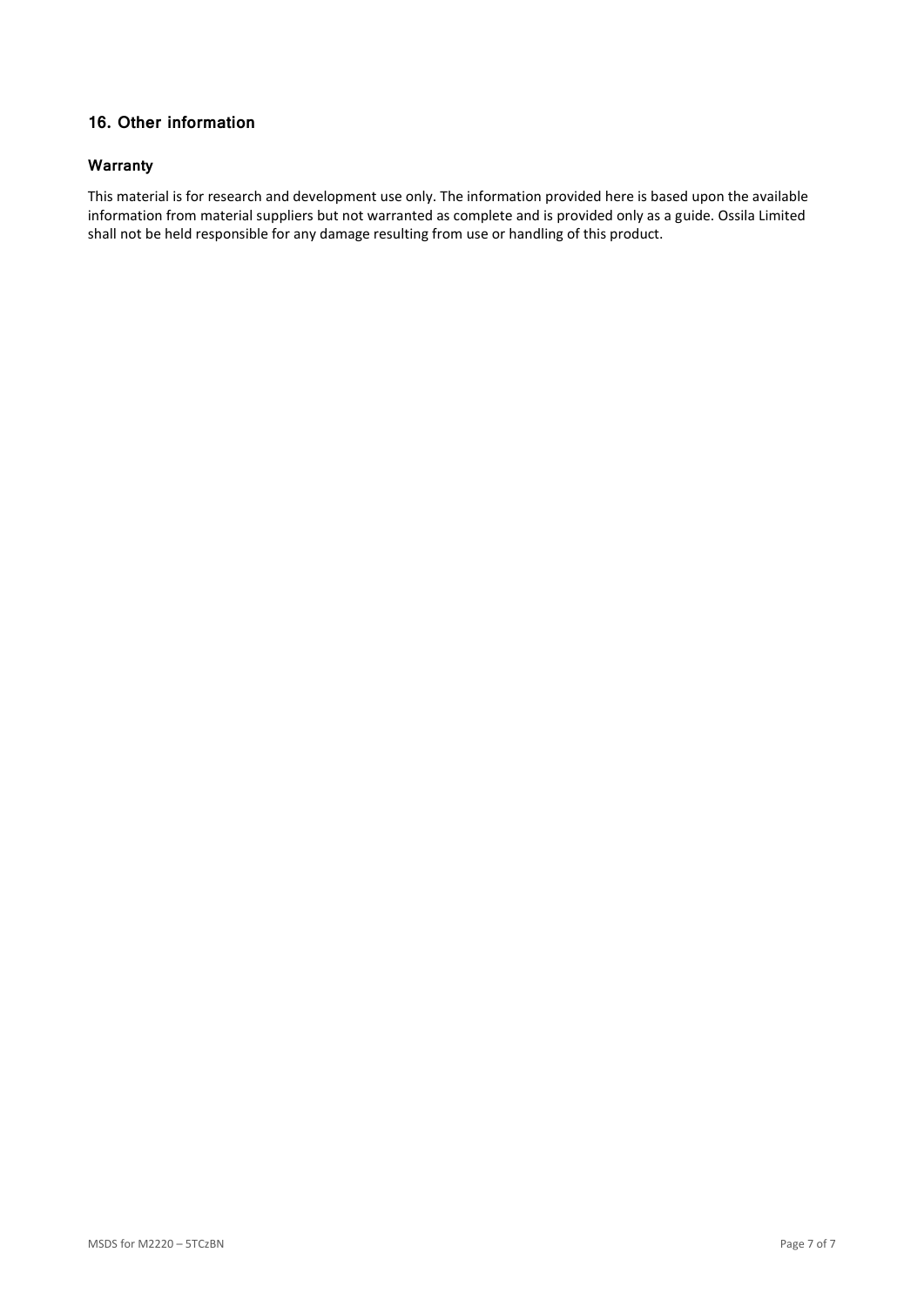## 16. Other information

### Warranty

This material is for research and development use only. The information provided here is based upon the available information from material suppliers but not warranted as complete and is provided only as a guide. Ossila Limited shall not be held responsible for any damage resulting from use or handling of this product.